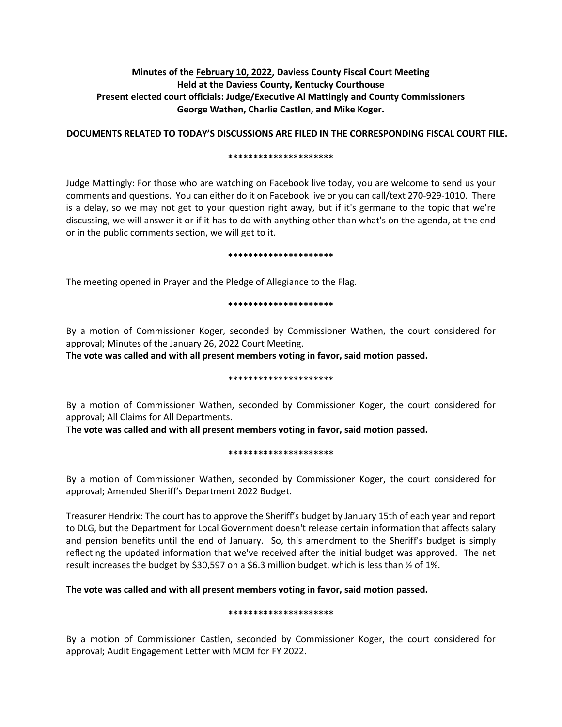**Minutes of the February 10, 2022, Daviess County Fiscal Court Meeting**
**Held at the Daviess County, Kentucky Courthouse**
**Present elected court officials: Judge/Executive Al Mattingly and County Commissioners George Wathen, Charlie Castlen, and Mike Koger.**

**DOCUMENTS RELATED TO TODAY'S DISCUSSIONS ARE FILED IN THE CORRESPONDING FISCAL COURT FILE.**

*********************

Judge Mattingly: For those who are watching on Facebook live today, you are welcome to send us your comments and questions. You can either do it on Facebook live or you can call/text 270-929-1010. There is a delay, so we may not get to your question right away, but if it's germane to the topic that we're discussing, we will answer it or if it has to do with anything other than what's on the agenda, at the end or in the public comments section, we will get to it.

*********************

The meeting opened in Prayer and the Pledge of Allegiance to the Flag.

*********************

By a motion of Commissioner Koger, seconded by Commissioner Wathen, the court considered for approval; Minutes of the January 26, 2022 Court Meeting.

**The vote was called and with all present members voting in favor, said motion passed.**

*********************

By a motion of Commissioner Wathen, seconded by Commissioner Koger, the court considered for approval; All Claims for All Departments.

**The vote was called and with all present members voting in favor, said motion passed.**

*********************

By a motion of Commissioner Wathen, seconded by Commissioner Koger, the court considered for approval; Amended Sheriff's Department 2022 Budget.

Treasurer Hendrix: The court has to approve the Sheriff's budget by January 15th of each year and report to DLG, but the Department for Local Government doesn't release certain information that affects salary and pension benefits until the end of January. So, this amendment to the Sheriff's budget is simply reflecting the updated information that we've received after the initial budget was approved. The net result increases the budget by $30,597 on a $6.3 million budget, which is less than ½ of 1%.

**The vote was called and with all present members voting in favor, said motion passed.**

*********************

By a motion of Commissioner Castlen, seconded by Commissioner Koger, the court considered for approval; Audit Engagement Letter with MCM for FY 2022.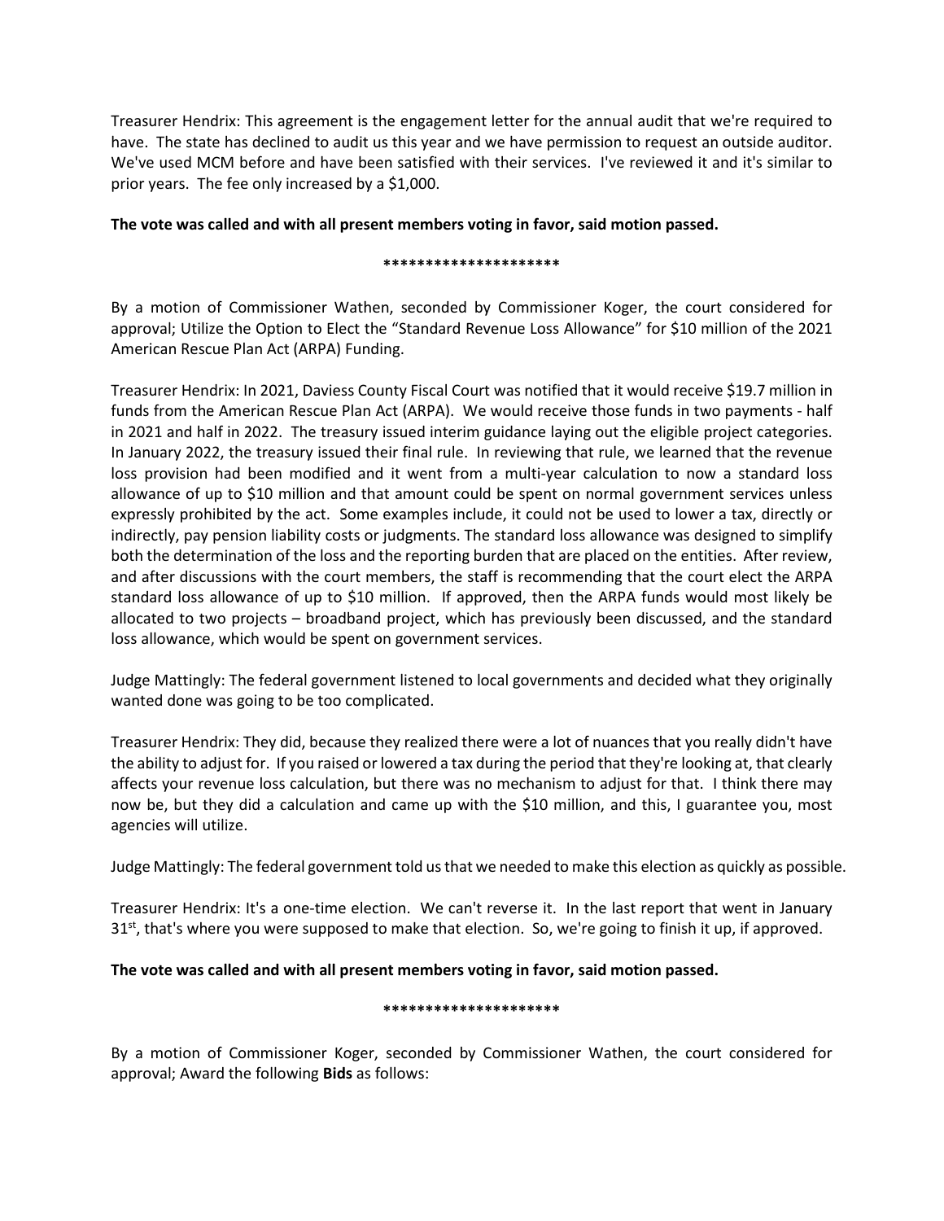Treasurer Hendrix: This agreement is the engagement letter for the annual audit that we're required to have. The state has declined to audit us this year and we have permission to request an outside auditor. We've used MCM before and have been satisfied with their services. I've reviewed it and it's similar to prior years. The fee only increased by a $1,000.

**The vote was called and with all present members voting in favor, said motion passed.**

*********************

By a motion of Commissioner Wathen, seconded by Commissioner Koger, the court considered for approval; Utilize the Option to Elect the "Standard Revenue Loss Allowance" for $10 million of the 2021 American Rescue Plan Act (ARPA) Funding.

Treasurer Hendrix: In 2021, Daviess County Fiscal Court was notified that it would receive $19.7 million in funds from the American Rescue Plan Act (ARPA). We would receive those funds in two payments - half in 2021 and half in 2022. The treasury issued interim guidance laying out the eligible project categories. In January 2022, the treasury issued their final rule. In reviewing that rule, we learned that the revenue loss provision had been modified and it went from a multi-year calculation to now a standard loss allowance of up to $10 million and that amount could be spent on normal government services unless expressly prohibited by the act. Some examples include, it could not be used to lower a tax, directly or indirectly, pay pension liability costs or judgments. The standard loss allowance was designed to simplify both the determination of the loss and the reporting burden that are placed on the entities. After review, and after discussions with the court members, the staff is recommending that the court elect the ARPA standard loss allowance of up to $10 million. If approved, then the ARPA funds would most likely be allocated to two projects – broadband project, which has previously been discussed, and the standard loss allowance, which would be spent on government services.

Judge Mattingly: The federal government listened to local governments and decided what they originally wanted done was going to be too complicated.

Treasurer Hendrix: They did, because they realized there were a lot of nuances that you really didn't have the ability to adjust for. If you raised or lowered a tax during the period that they're looking at, that clearly affects your revenue loss calculation, but there was no mechanism to adjust for that. I think there may now be, but they did a calculation and came up with the $10 million, and this, I guarantee you, most agencies will utilize.

Judge Mattingly: The federal government told us that we needed to make this election as quickly as possible.

Treasurer Hendrix: It's a one-time election. We can't reverse it. In the last report that went in January 31st, that's where you were supposed to make that election. So, we're going to finish it up, if approved.

**The vote was called and with all present members voting in favor, said motion passed.**

*********************

By a motion of Commissioner Koger, seconded by Commissioner Wathen, the court considered for approval; Award the following **Bids** as follows: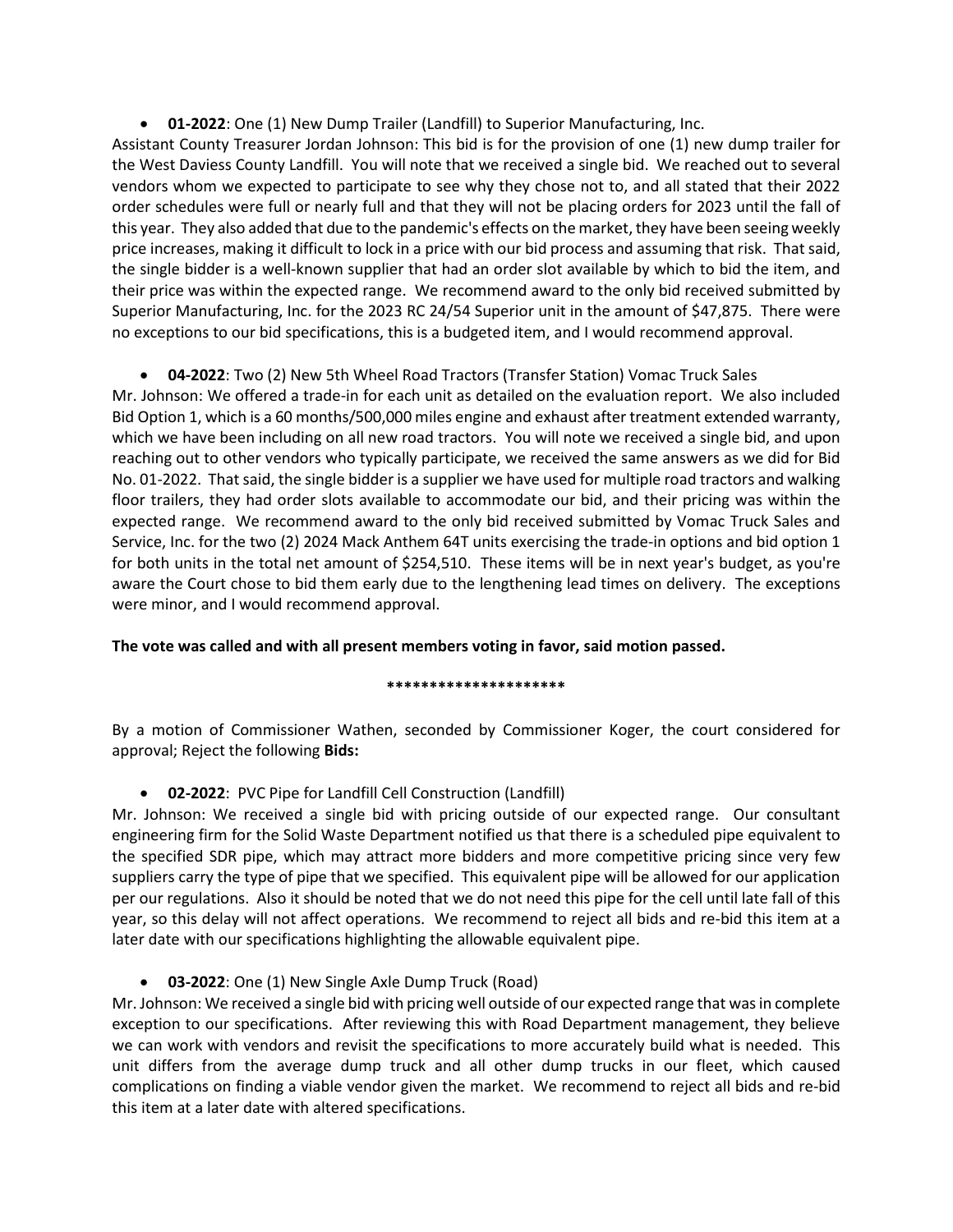- **01-2022**: One (1) New Dump Trailer (Landfill) to Superior Manufacturing, Inc.

Assistant County Treasurer Jordan Johnson: This bid is for the provision of one (1) new dump trailer for the West Daviess County Landfill. You will note that we received a single bid. We reached out to several vendors whom we expected to participate to see why they chose not to, and all stated that their 2022 order schedules were full or nearly full and that they will not be placing orders for 2023 until the fall of this year. They also added that due to the pandemic's effects on the market, they have been seeing weekly price increases, making it difficult to lock in a price with our bid process and assuming that risk. That said, the single bidder is a well-known supplier that had an order slot available by which to bid the item, and their price was within the expected range. We recommend award to the only bid received submitted by Superior Manufacturing, Inc. for the 2023 RC 24/54 Superior unit in the amount of $47,875. There were no exceptions to our bid specifications, this is a budgeted item, and I would recommend approval.

- **04-2022**: Two (2) New 5th Wheel Road Tractors (Transfer Station) Vomac Truck Sales

Mr. Johnson: We offered a trade-in for each unit as detailed on the evaluation report. We also included Bid Option 1, which is a 60 months/500,000 miles engine and exhaust after treatment extended warranty, which we have been including on all new road tractors. You will note we received a single bid, and upon reaching out to other vendors who typically participate, we received the same answers as we did for Bid No. 01-2022. That said, the single bidder is a supplier we have used for multiple road tractors and walking floor trailers, they had order slots available to accommodate our bid, and their pricing was within the expected range. We recommend award to the only bid received submitted by Vomac Truck Sales and Service, Inc. for the two (2) 2024 Mack Anthem 64T units exercising the trade-in options and bid option 1 for both units in the total net amount of $254,510. These items will be in next year's budget, as you're aware the Court chose to bid them early due to the lengthening lead times on delivery. The exceptions were minor, and I would recommend approval.

**The vote was called and with all present members voting in favor, said motion passed.**

**********************

By a motion of Commissioner Wathen, seconded by Commissioner Koger, the court considered for approval; Reject the following **Bids:**

- **02-2022**: PVC Pipe for Landfill Cell Construction (Landfill)

Mr. Johnson: We received a single bid with pricing outside of our expected range. Our consultant engineering firm for the Solid Waste Department notified us that there is a scheduled pipe equivalent to the specified SDR pipe, which may attract more bidders and more competitive pricing since very few suppliers carry the type of pipe that we specified. This equivalent pipe will be allowed for our application per our regulations. Also it should be noted that we do not need this pipe for the cell until late fall of this year, so this delay will not affect operations. We recommend to reject all bids and re-bid this item at a later date with our specifications highlighting the allowable equivalent pipe.

- **03-2022**: One (1) New Single Axle Dump Truck (Road)

Mr. Johnson: We received a single bid with pricing well outside of our expected range that was in complete exception to our specifications. After reviewing this with Road Department management, they believe we can work with vendors and revisit the specifications to more accurately build what is needed. This unit differs from the average dump truck and all other dump trucks in our fleet, which caused complications on finding a viable vendor given the market. We recommend to reject all bids and re-bid this item at a later date with altered specifications.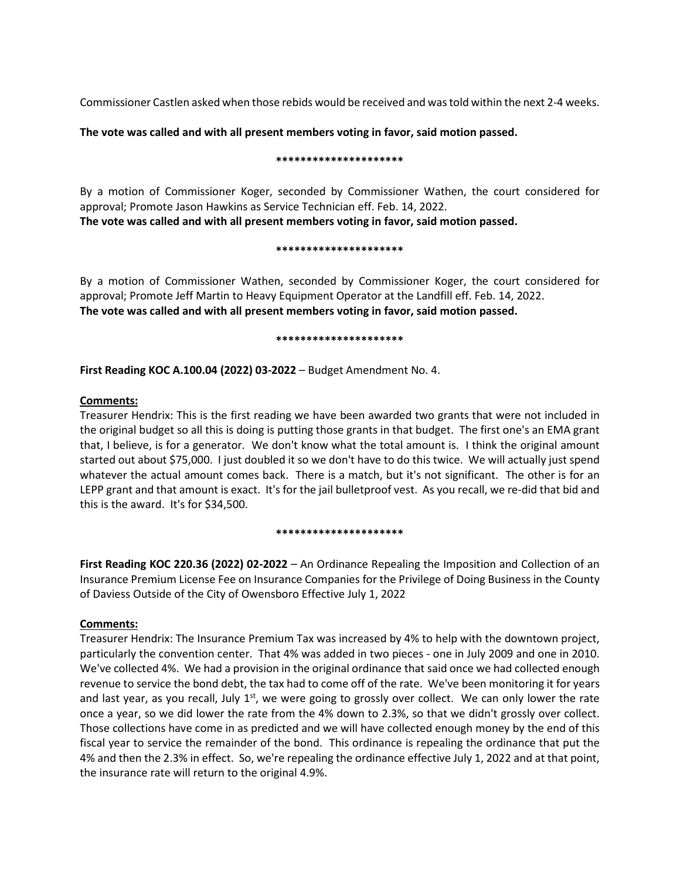Commissioner Castlen asked when those rebids would be received and was told within the next 2-4 weeks.

**The vote was called and with all present members voting in favor, said motion passed.**

*********************

By a motion of Commissioner Koger, seconded by Commissioner Wathen, the court considered for approval; Promote Jason Hawkins as Service Technician eff. Feb. 14, 2022.
**The vote was called and with all present members voting in favor, said motion passed.**

*********************

By a motion of Commissioner Wathen, seconded by Commissioner Koger, the court considered for approval; Promote Jeff Martin to Heavy Equipment Operator at the Landfill eff. Feb. 14, 2022.
**The vote was called and with all present members voting in favor, said motion passed.**

*********************

**First Reading KOC A.100.04 (2022) 03-2022** – Budget Amendment No. 4.

**Comments:**
Treasurer Hendrix: This is the first reading we have been awarded two grants that were not included in the original budget so all this is doing is putting those grants in that budget. The first one's an EMA grant that, I believe, is for a generator. We don't know what the total amount is. I think the original amount started out about $75,000. I just doubled it so we don't have to do this twice. We will actually just spend whatever the actual amount comes back. There is a match, but it's not significant. The other is for an LEPP grant and that amount is exact. It's for the jail bulletproof vest. As you recall, we re-did that bid and this is the award. It's for $34,500.

*********************

**First Reading KOC 220.36 (2022) 02-2022** – An Ordinance Repealing the Imposition and Collection of an Insurance Premium License Fee on Insurance Companies for the Privilege of Doing Business in the County of Daviess Outside of the City of Owensboro Effective July 1, 2022

**Comments:**
Treasurer Hendrix: The Insurance Premium Tax was increased by 4% to help with the downtown project, particularly the convention center. That 4% was added in two pieces - one in July 2009 and one in 2010. We've collected 4%. We had a provision in the original ordinance that said once we had collected enough revenue to service the bond debt, the tax had to come off of the rate. We've been monitoring it for years and last year, as you recall, July 1st, we were going to grossly over collect. We can only lower the rate once a year, so we did lower the rate from the 4% down to 2.3%, so that we didn't grossly over collect. Those collections have come in as predicted and we will have collected enough money by the end of this fiscal year to service the remainder of the bond. This ordinance is repealing the ordinance that put the 4% and then the 2.3% in effect. So, we're repealing the ordinance effective July 1, 2022 and at that point, the insurance rate will return to the original 4.9%.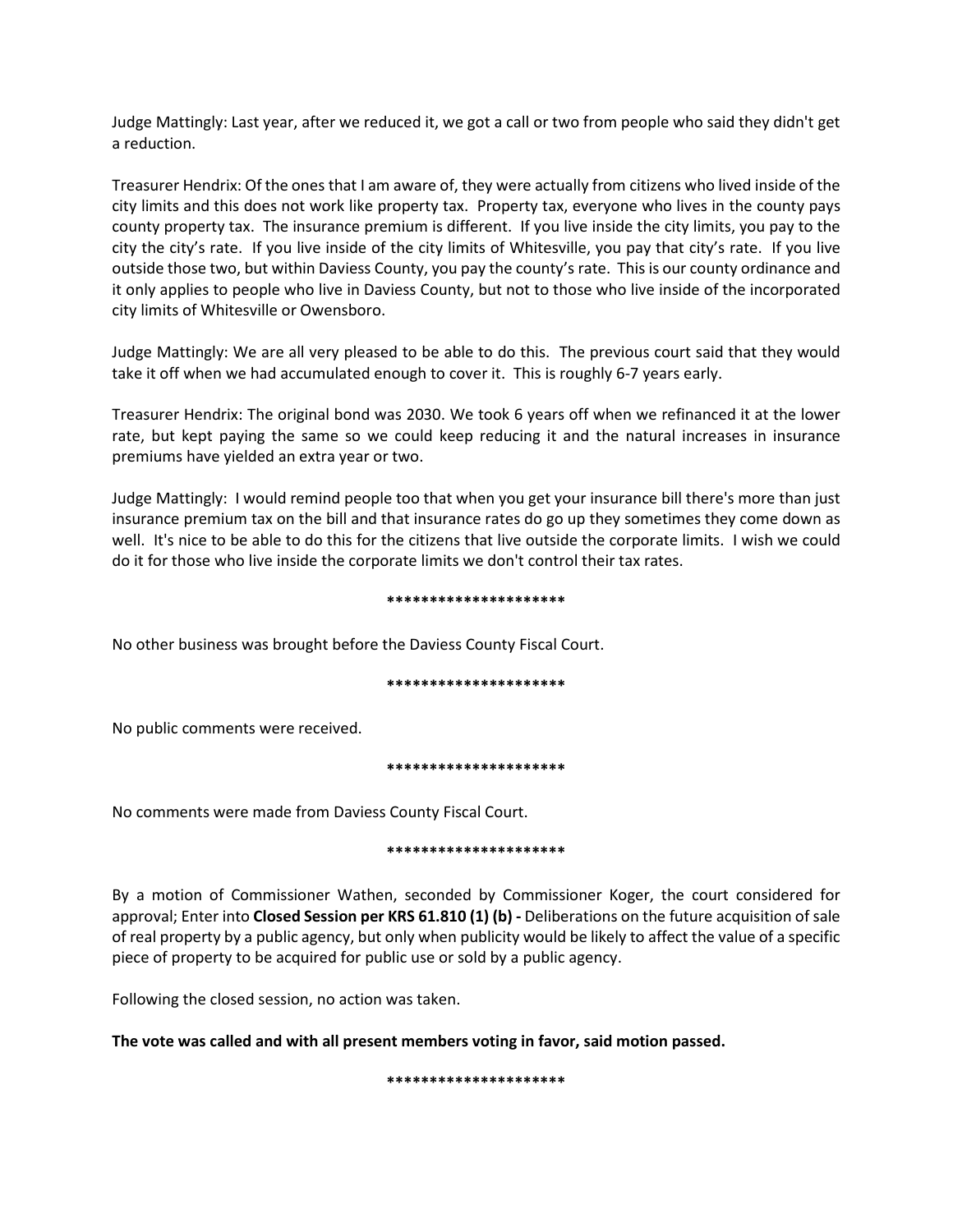Judge Mattingly: Last year, after we reduced it, we got a call or two from people who said they didn't get a reduction.

Treasurer Hendrix: Of the ones that I am aware of, they were actually from citizens who lived inside of the city limits and this does not work like property tax. Property tax, everyone who lives in the county pays county property tax. The insurance premium is different. If you live inside the city limits, you pay to the city the city's rate. If you live inside of the city limits of Whitesville, you pay that city's rate. If you live outside those two, but within Daviess County, you pay the county's rate. This is our county ordinance and it only applies to people who live in Daviess County, but not to those who live inside of the incorporated city limits of Whitesville or Owensboro.

Judge Mattingly: We are all very pleased to be able to do this. The previous court said that they would take it off when we had accumulated enough to cover it. This is roughly 6-7 years early.

Treasurer Hendrix: The original bond was 2030. We took 6 years off when we refinanced it at the lower rate, but kept paying the same so we could keep reducing it and the natural increases in insurance premiums have yielded an extra year or two.

Judge Mattingly: I would remind people too that when you get your insurance bill there's more than just insurance premium tax on the bill and that insurance rates do go up they sometimes they come down as well. It's nice to be able to do this for the citizens that live outside the corporate limits. I wish we could do it for those who live inside the corporate limits we don't control their tax rates.

*********************

No other business was brought before the Daviess County Fiscal Court.

*********************

No public comments were received.

*********************

No comments were made from Daviess County Fiscal Court.

*********************

By a motion of Commissioner Wathen, seconded by Commissioner Koger, the court considered for approval; Enter into **Closed Session per KRS 61.810 (1) (b) -** Deliberations on the future acquisition of sale of real property by a public agency, but only when publicity would be likely to affect the value of a specific piece of property to be acquired for public use or sold by a public agency.

Following the closed session, no action was taken.

**The vote was called and with all present members voting in favor, said motion passed.**

*********************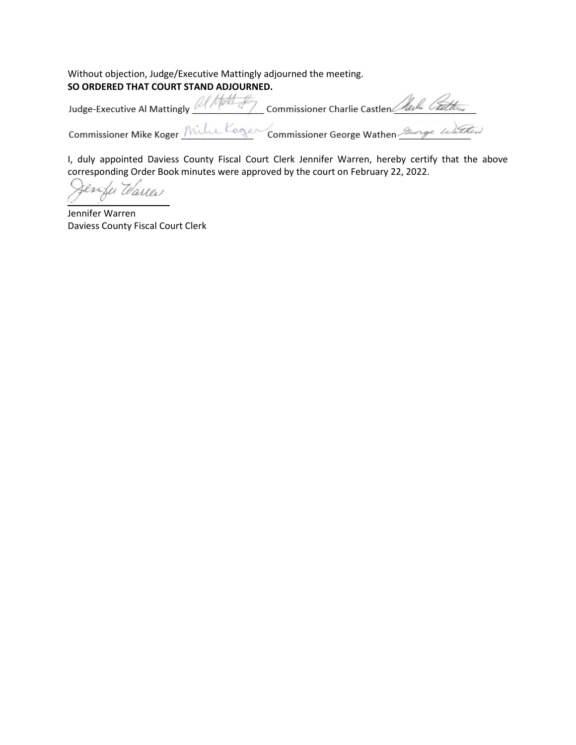Without objection, Judge/Executive Mattingly adjourned the meeting.
**SO ORDERED THAT COURT STAND ADJOURNED.**

Judge-Executive Al Mattingly ______________ Commissioner Charlie Castlen ______________

Commissioner Mike Koger ______________ Commissioner George Wathen ______________

I, duly appointed Daviess County Fiscal Court Clerk Jennifer Warren, hereby certify that the above corresponding Order Book minutes were approved by the court on February 22, 2022.

______________________

Jennifer Warren
Daviess County Fiscal Court Clerk